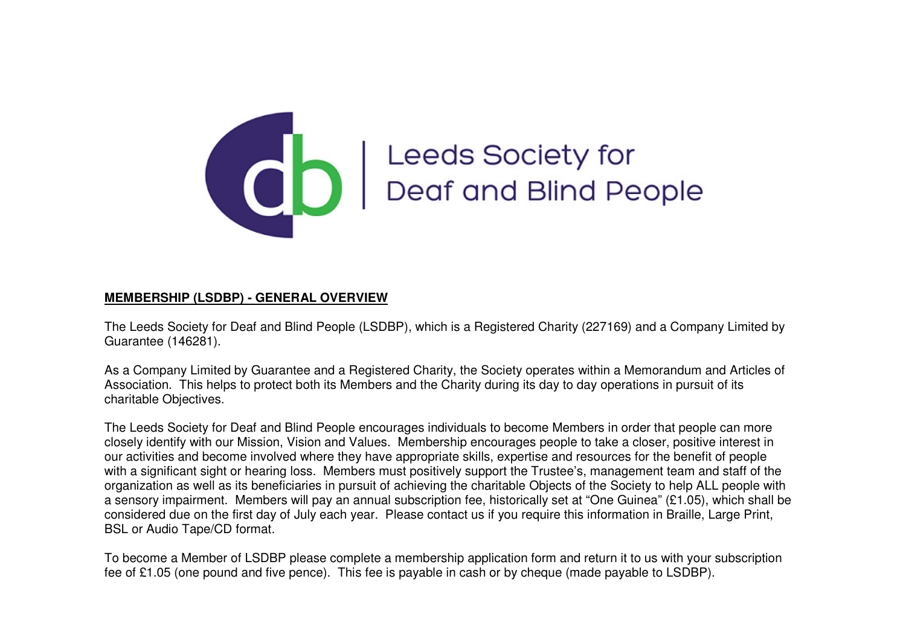Leeds Society for Deaf and Blind People

**MEMBERSHIP (LSDBP) - GENERAL OVERVIEW**

The Leeds Society for Deaf and Blind People (LSDBP), which is a Registered Charity (227169) and a Company Limited by Guarantee (146281).

As a Company Limited by Guarantee and a Registered Charity, the Society operates within a Memorandum and Articles of Association. This helps to protect both its Members and the Charity during its day to day operations in pursuit of its charitable Objectives.

The Leeds Society for Deaf and Blind People encourages individuals to become Members in order that people can more closely identify with our Mission, Vision and Values. Membership encourages people to take a closer, positive interest in our activities and become involved where they have appropriate skills, expertise and resources for the benefit of people with a significant sight or hearing loss. Members must positively support the Trustee's, management team and staff of the organization as well as its beneficiaries in pursuit of achieving the charitable Objects of the Society to help ALL people with a sensory impairment. Members will pay an annual subscription fee, historically set at "One Guinea" (£1.05), which shall be considered due on the first day of July each year. Please contact us if you require this information in Braille, Large Print, BSL or Audio Tape/CD format.

To become a Member of LSDBP please complete a membership application form and return it to us with your subscription fee of £1.05 (one pound and five pence). This fee is payable in cash or by cheque (made payable to LSDBP).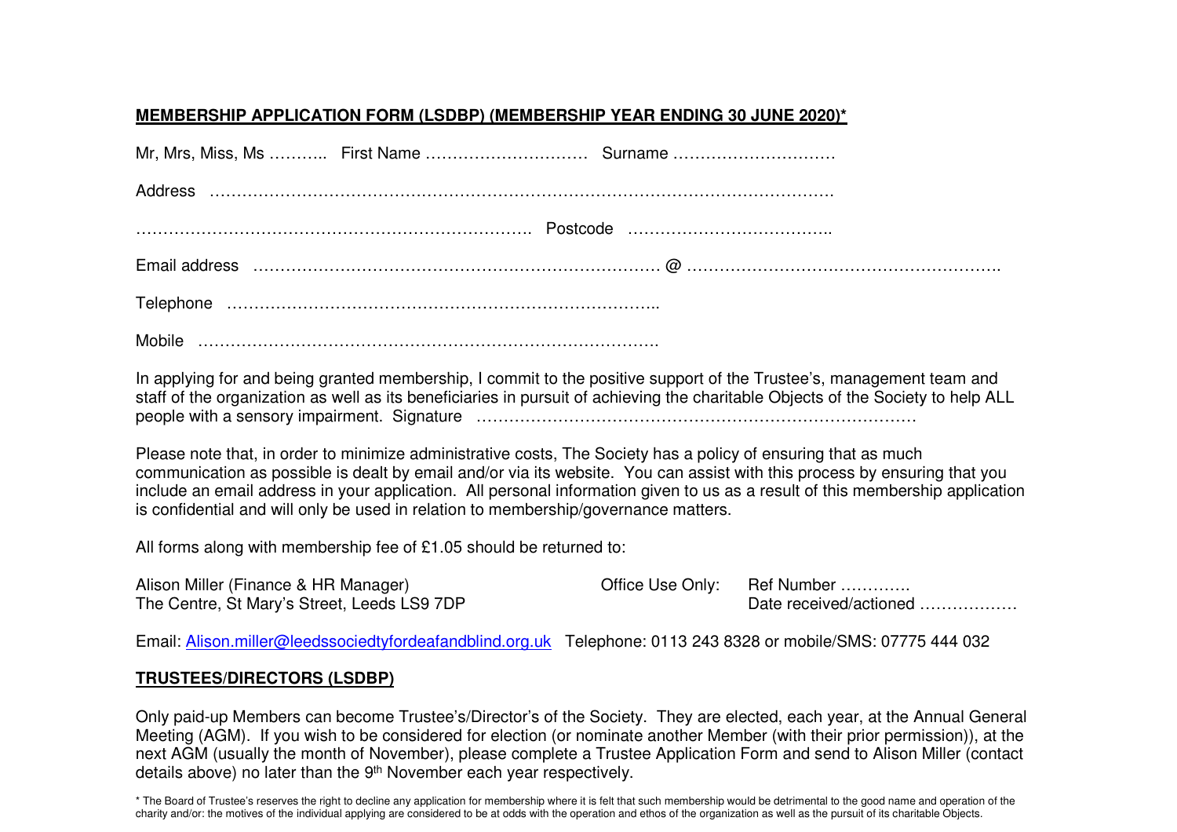**MEMBERSHIP APPLICATION FORM (LSDBP) (MEMBERSHIP YEAR ENDING 30 JUNE 2020)***

Mr, Mrs, Miss, Ms ……….. First Name ………………………… Surname …………………………

Address ……………………………………………………………………………………………………….

………………………………………………………………. Postcode ………………………………..

Email address ………………………………………………………………… @ ……………………………………………….

Telephone ……………………………………………………………………..

Mobile ………………………………………………………………………….

In applying for and being granted membership, I commit to the positive support of the Trustee's, management team and staff of the organization as well as its beneficiaries in pursuit of achieving the charitable Objects of the Society to help ALL people with a sensory impairment. Signature ………………………………………………………………………

Please note that, in order to minimize administrative costs, The Society has a policy of ensuring that as much communication as possible is dealt by email and/or via its website. You can assist with this process by ensuring that you include an email address in your application. All personal information given to us as a result of this membership application is confidential and will only be used in relation to membership/governance matters.

All forms along with membership fee of £1.05 should be returned to:

Alison Miller (Finance & HR Manager)
The Centre, St Mary's Street, Leeds LS9 7DP

Office Use Only: Ref Number ………….
Date received/actioned ………………

Email: Alison.miller@leedssociedtyfordeafandblind.org.uk Telephone: 0113 243 8328 or mobile/SMS: 07775 444 032

**TRUSTEES/DIRECTORS (LSDBP)**

Only paid-up Members can become Trustee's/Director's of the Society. They are elected, each year, at the Annual General Meeting (AGM). If you wish to be considered for election (or nominate another Member (with their prior permission)), at the next AGM (usually the month of November), please complete a Trustee Application Form and send to Alison Miller (contact details above) no later than the 9th November each year respectively.

* The Board of Trustee's reserves the right to decline any application for membership where it is felt that such membership would be detrimental to the good name and operation of the charity and/or: the motives of the individual applying are considered to be at odds with the operation and ethos of the organization as well as the pursuit of its charitable Objects.